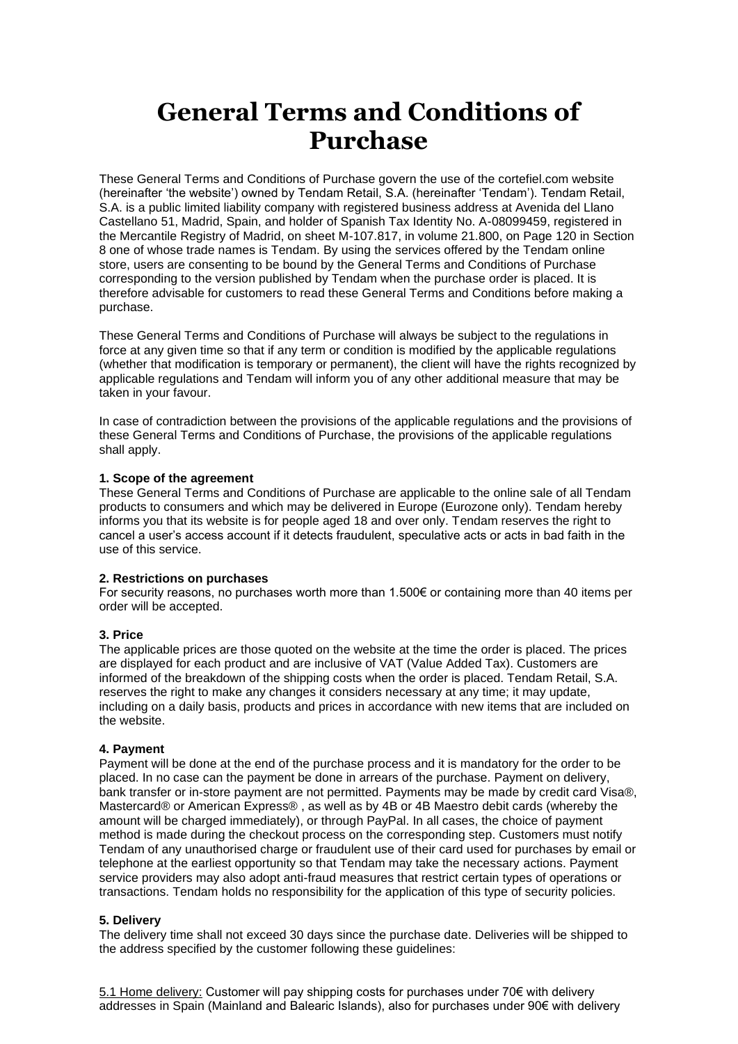# General Terms and Conditions of Purchase

These General Terms and Conditions of Purchase govern the use of the cortefiel.com website (hereinafter 'the website') owned by Tendam Retail, S.A. (hereinafter 'Tendam'). Tendam Retail, S.A. is a public limited liability company with registered business address at Avenida del Llano Castellano 51, Madrid, Spain, and holder of Spanish Tax Identity No. A-08099459, registered in the Mercantile Registry of Madrid, on sheet M-107.817, in volume 21.800, on Page 120 in Section 8 one of whose trade names is Tendam. By using the services offered by the Tendam online store, users are consenting to be bound by the General Terms and Conditions of Purchase corresponding to the version published by Tendam when the purchase order is placed. It is therefore advisable for customers to read these General Terms and Conditions before making a purchase.

These General Terms and Conditions of Purchase will always be subject to the regulations in force at any given time so that if any term or condition is modified by the applicable regulations (whether that modification is temporary or permanent), the client will have the rights recognized by applicable regulations and Tendam will inform you of any other additional measure that may be taken in your favour.

In case of contradiction between the provisions of the applicable regulations and the provisions of these General Terms and Conditions of Purchase, the provisions of the applicable regulations shall apply.

**1. Scope of the agreement**

These General Terms and Conditions of Purchase are applicable to the online sale of all Tendam products to consumers and which may be delivered in Europe (Eurozone only). Tendam hereby informs you that its website is for people aged 18 and over only. Tendam reserves the right to cancel a user's access account if it detects fraudulent, speculative acts or acts in bad faith in the use of this service.

**2. Restrictions on purchases**

For security reasons, no purchases worth more than 1.500€ or containing more than 40 items per order will be accepted.

**3. Price**

The applicable prices are those quoted on the website at the time the order is placed. The prices are displayed for each product and are inclusive of VAT (Value Added Tax). Customers are informed of the breakdown of the shipping costs when the order is placed. Tendam Retail, S.A. reserves the right to make any changes it considers necessary at any time; it may update, including on a daily basis, products and prices in accordance with new items that are included on the website.

**4. Payment**

Payment will be done at the end of the purchase process and it is mandatory for the order to be placed. In no case can the payment be done in arrears of the purchase. Payment on delivery, bank transfer or in-store payment are not permitted. Payments may be made by credit card Visa®, Mastercard® or American Express® , as well as by 4B or 4B Maestro debit cards (whereby the amount will be charged immediately), or through PayPal. In all cases, the choice of payment method is made during the checkout process on the corresponding step. Customers must notify Tendam of any unauthorised charge or fraudulent use of their card used for purchases by email or telephone at the earliest opportunity so that Tendam may take the necessary actions. Payment service providers may also adopt anti-fraud measures that restrict certain types of operations or transactions. Tendam holds no responsibility for the application of this type of security policies.

**5. Delivery**

The delivery time shall not exceed 30 days since the purchase date. Deliveries will be shipped to the address specified by the customer following these guidelines:

5.1 Home delivery: Customer will pay shipping costs for purchases under 70€ with delivery addresses in Spain (Mainland and Balearic Islands), also for purchases under 90€ with delivery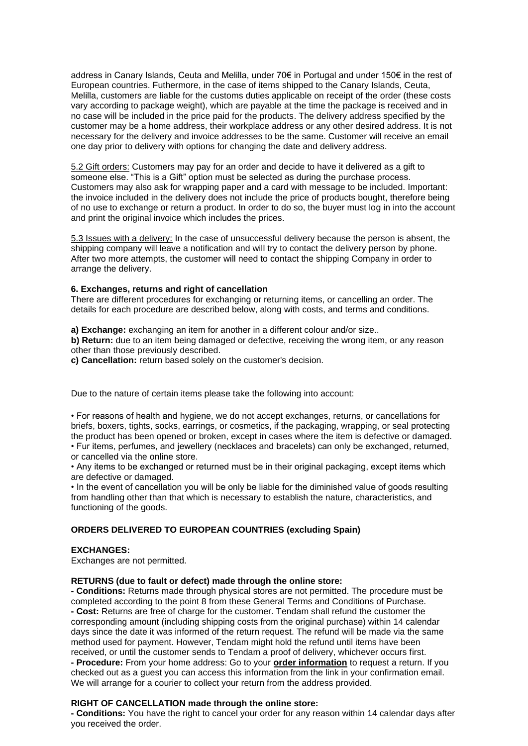address in Canary Islands, Ceuta and Melilla, under 70€ in Portugal and under 150€ in the rest of European countries. Futhermore, in the case of items shipped to the Canary Islands, Ceuta, Melilla, customers are liable for the customs duties applicable on receipt of the order (these costs vary according to package weight), which are payable at the time the package is received and in no case will be included in the price paid for the products. The delivery address specified by the customer may be a home address, their workplace address or any other desired address. It is not necessary for the delivery and invoice addresses to be the same. Customer will receive an email one day prior to delivery with options for changing the date and delivery address.

<u>5.2 Gift orders:</u> Customers may pay for an order and decide to have it delivered as a gift to someone else. "This is a Gift" option must be selected as during the purchase process. Customers may also ask for wrapping paper and a card with message to be included. Important: the invoice included in the delivery does not include the price of products bought, therefore being of no use to exchange or return a product. In order to do so, the buyer must log in into the account and print the original invoice which includes the prices.

<u>5.3 Issues with a delivery:</u> In the case of unsuccessful delivery because the person is absent, the shipping company will leave a notification and will try to contact the delivery person by phone. After two more attempts, the customer will need to contact the shipping Company in order to arrange the delivery.

**6. Exchanges, returns and right of cancellation**

There are different procedures for exchanging or returning items, or cancelling an order. The details for each procedure are described below, along with costs, and terms and conditions.

**a) Exchange:** exchanging an item for another in a different colour and/or size..
**b) Return:** due to an item being damaged or defective, receiving the wrong item, or any reason other than those previously described.
**c) Cancellation:** return based solely on the customer's decision.

Due to the nature of certain items please take the following into account:

• For reasons of health and hygiene, we do not accept exchanges, returns, or cancellations for briefs, boxers, tights, socks, earrings, or cosmetics, if the packaging, wrapping, or seal protecting the product has been opened or broken, except in cases where the item is defective or damaged.
• Fur items, perfumes, and jewellery (necklaces and bracelets) can only be exchanged, returned, or cancelled via the online store.
• Any items to be exchanged or returned must be in their original packaging, except items which are defective or damaged.
• In the event of cancellation you will be only be liable for the diminished value of goods resulting from handling other than that which is necessary to establish the nature, characteristics, and functioning of the goods.

**ORDERS DELIVERED TO EUROPEAN COUNTRIES (excluding Spain)**

**EXCHANGES:**

Exchanges are not permitted.

**RETURNS (due to fault or defect) made through the online store:**

**- Conditions:** Returns made through physical stores are not permitted. The procedure must be completed according to the point 8 from these General Terms and Conditions of Purchase.
**- Cost:** Returns are free of charge for the customer. Tendam shall refund the customer the corresponding amount (including shipping costs from the original purchase) within 14 calendar days since the date it was informed of the return request. The refund will be made via the same method used for payment. However, Tendam might hold the refund until items have been received, or until the customer sends to Tendam a proof of delivery, whichever occurs first.
**- Procedure:** From your home address: Go to your **<u>order information</u>** to request a return. If you checked out as a guest you can access this information from the link in your confirmation email. We will arrange for a courier to collect your return from the address provided.

**RIGHT OF CANCELLATION made through the online store:**

**- Conditions:** You have the right to cancel your order for any reason within 14 calendar days after you received the order.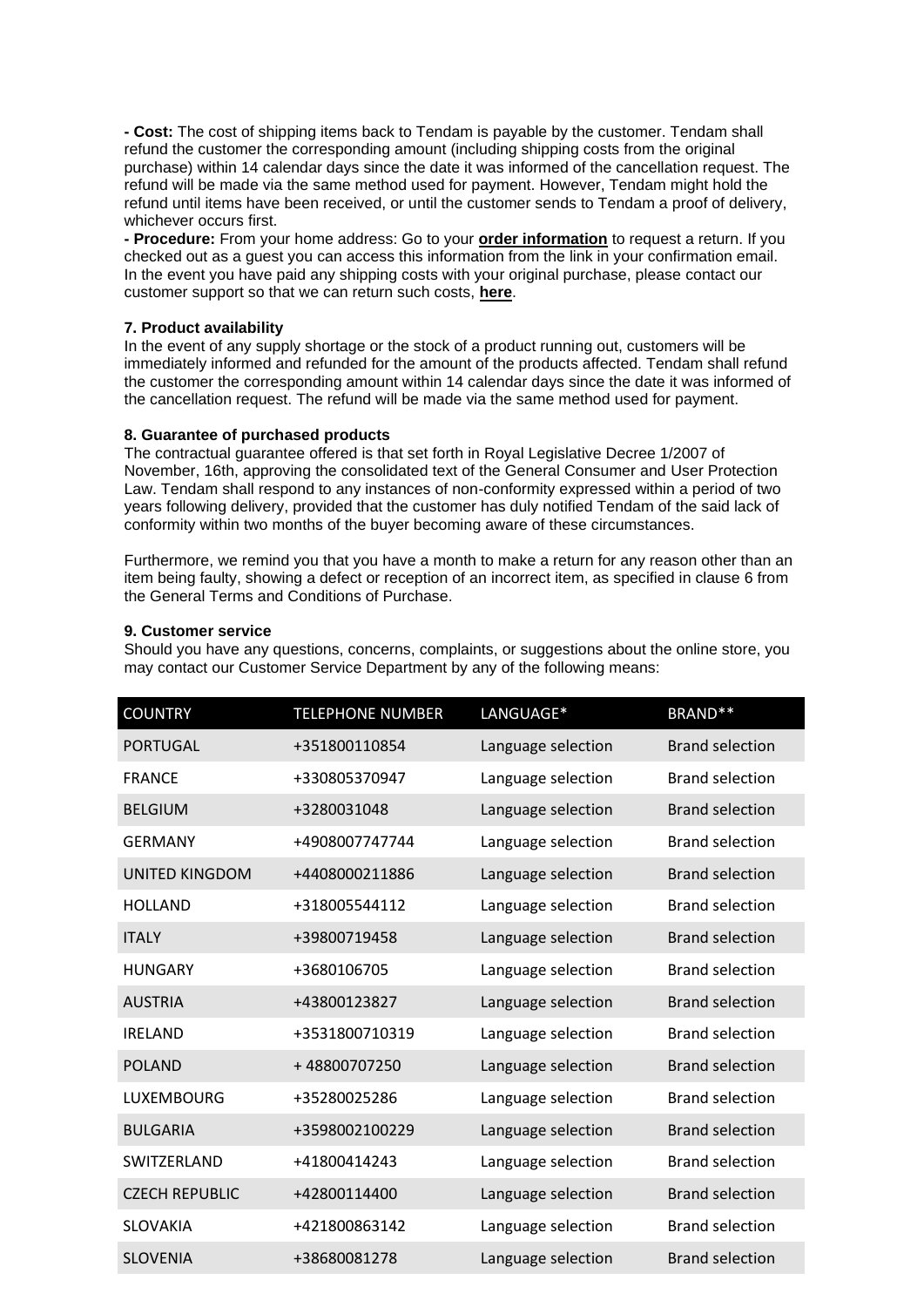**- Cost:** The cost of shipping items back to Tendam is payable by the customer. Tendam shall refund the customer the corresponding amount (including shipping costs from the original purchase) within 14 calendar days since the date it was informed of the cancellation request. The refund will be made via the same method used for payment. However, Tendam might hold the refund until items have been received, or until the customer sends to Tendam a proof of delivery, whichever occurs first.

**- Procedure:** From your home address: Go to your **order information** to request a return. If you checked out as a guest you can access this information from the link in your confirmation email. In the event you have paid any shipping costs with your original purchase, please contact our customer support so that we can return such costs, **here**.

**7. Product availability**

In the event of any supply shortage or the stock of a product running out, customers will be immediately informed and refunded for the amount of the products affected. Tendam shall refund the customer the corresponding amount within 14 calendar days since the date it was informed of the cancellation request. The refund will be made via the same method used for payment.

**8. Guarantee of purchased products**

The contractual guarantee offered is that set forth in Royal Legislative Decree 1/2007 of November, 16th, approving the consolidated text of the General Consumer and User Protection Law. Tendam shall respond to any instances of non-conformity expressed within a period of two years following delivery, provided that the customer has duly notified Tendam of the said lack of conformity within two months of the buyer becoming aware of these circumstances.

Furthermore, we remind you that you have a month to make a return for any reason other than an item being faulty, showing a defect or reception of an incorrect item, as specified in clause 6 from the General Terms and Conditions of Purchase.

**9. Customer service**

Should you have any questions, concerns, complaints, or suggestions about the online store, you may contact our Customer Service Department by any of the following means:

| COUNTRY | TELEPHONE NUMBER | LANGUAGE* | BRAND** |
|---|---|---|---|
| PORTUGAL | +351800110854 | Language selection | Brand selection |
| FRANCE | +330805370947 | Language selection | Brand selection |
| BELGIUM | +3280031048 | Language selection | Brand selection |
| GERMANY | +4908007747744 | Language selection | Brand selection |
| UNITED KINGDOM | +4408000211886 | Language selection | Brand selection |
| HOLLAND | +318005544112 | Language selection | Brand selection |
| ITALY | +39800719458 | Language selection | Brand selection |
| HUNGARY | +3680106705 | Language selection | Brand selection |
| AUSTRIA | +43800123827 | Language selection | Brand selection |
| IRELAND | +3531800710319 | Language selection | Brand selection |
| POLAND | + 48800707250 | Language selection | Brand selection |
| LUXEMBOURG | +35280025286 | Language selection | Brand selection |
| BULGARIA | +3598002100229 | Language selection | Brand selection |
| SWITZERLAND | +41800414243 | Language selection | Brand selection |
| CZECH REPUBLIC | +42800114400 | Language selection | Brand selection |
| SLOVAKIA | +421800863142 | Language selection | Brand selection |
| SLOVENIA | +38680081278 | Language selection | Brand selection |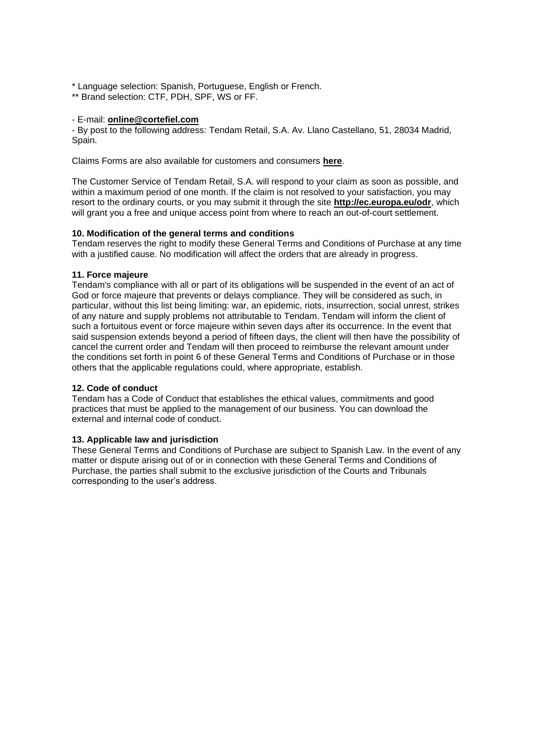* Language selection: Spanish, Portuguese, English or French.
** Brand selection: CTF, PDH, SPF, WS or FF.

- E-mail: **online@cortefiel.com**
- By post to the following address: Tendam Retail, S.A. Av. Llano Castellano, 51, 28034 Madrid, Spain.

Claims Forms are also available for customers and consumers **here**.

The Customer Service of Tendam Retail, S.A. will respond to your claim as soon as possible, and within a maximum period of one month. If the claim is not resolved to your satisfaction, you may resort to the ordinary courts, or you may submit it through the site **http://ec.europa.eu/odr**, which will grant you a free and unique access point from where to reach an out-of-court settlement.

**10. Modification of the general terms and conditions**

Tendam reserves the right to modify these General Terms and Conditions of Purchase at any time with a justified cause. No modification will affect the orders that are already in progress.

**11. Force majeure**

Tendam's compliance with all or part of its obligations will be suspended in the event of an act of God or force majeure that prevents or delays compliance. They will be considered as such, in particular, without this list being limiting: war, an epidemic, riots, insurrection, social unrest, strikes of any nature and supply problems not attributable to Tendam. Tendam will inform the client of such a fortuitous event or force majeure within seven days after its occurrence. In the event that said suspension extends beyond a period of fifteen days, the client will then have the possibility of cancel the current order and Tendam will then proceed to reimburse the relevant amount under the conditions set forth in point 6 of these General Terms and Conditions of Purchase or in those others that the applicable regulations could, where appropriate, establish.

**12. Code of conduct**

Tendam has a Code of Conduct that establishes the ethical values, commitments and good practices that must be applied to the management of our business. You can download the external and internal code of conduct.

**13. Applicable law and jurisdiction**

These General Terms and Conditions of Purchase are subject to Spanish Law. In the event of any matter or dispute arising out of or in connection with these General Terms and Conditions of Purchase, the parties shall submit to the exclusive jurisdiction of the Courts and Tribunals corresponding to the user's address.